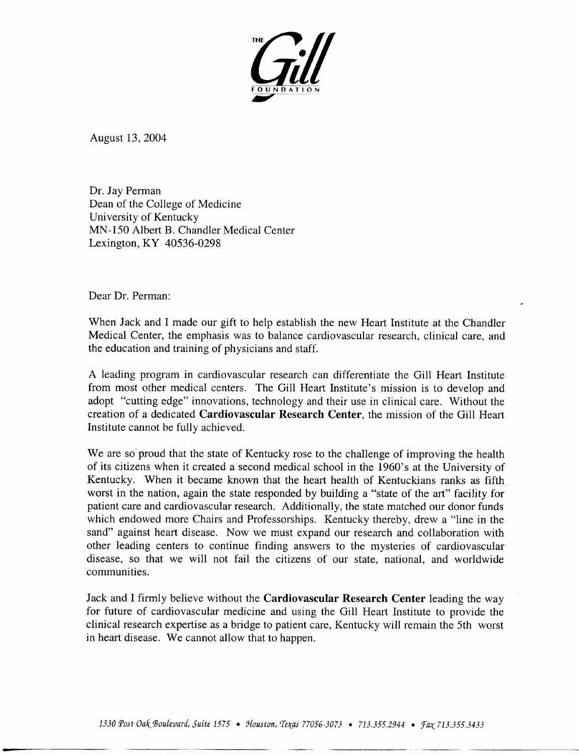THE Gill FOUNDATION

August 13, 2004

Dr. Jay Perman
Dean of the College of Medicine
University of Kentucky
MN-150 Albert B. Chandler Medical Center
Lexington, KY 40536-0298

Dear Dr. Perman:

When Jack and I made our gift to help establish the new Heart Institute at the Chandler Medical Center, the emphasis was to balance cardiovascular research, clinical care, and the education and training of physicians and staff.

A leading program in cardiovascular research can differentiate the Gill Heart Institute from most other medical centers. The Gill Heart Institute's mission is to develop and adopt "cutting edge" innovations, technology and their use in clinical care. Without the creation of a dedicated **Cardiovascular Research Center**, the mission of the Gill Heart Institute cannot be fully achieved.

We are so proud that the state of Kentucky rose to the challenge of improving the health of its citizens when it created a second medical school in the 1960's at the University of Kentucky. When it became known that the heart health of Kentuckians ranks as fifth worst in the nation, again the state responded by building a "state of the art" facility for patient care and cardiovascular research. Additionally, the state matched our donor funds which endowed more Chairs and Professorships. Kentucky thereby, drew a "line in the sand" against heart disease. Now we must expand our research and collaboration with other leading centers to continue finding answers to the mysteries of cardiovascular disease, so that we will not fail the citizens of our state, national, and worldwide communities.

Jack and I firmly believe without the **Cardiovascular Research Center** leading the way for future of cardiovascular medicine and using the Gill Heart Institute to provide the clinical research expertise as a bridge to patient care, Kentucky will remain the 5th worst in heart disease. We cannot allow that to happen.

*1330 Post Oak Boulevard, Suite 1575 • Houston, Texas 77056-3073 • 713.355.2944 • Fax 713.355.3433*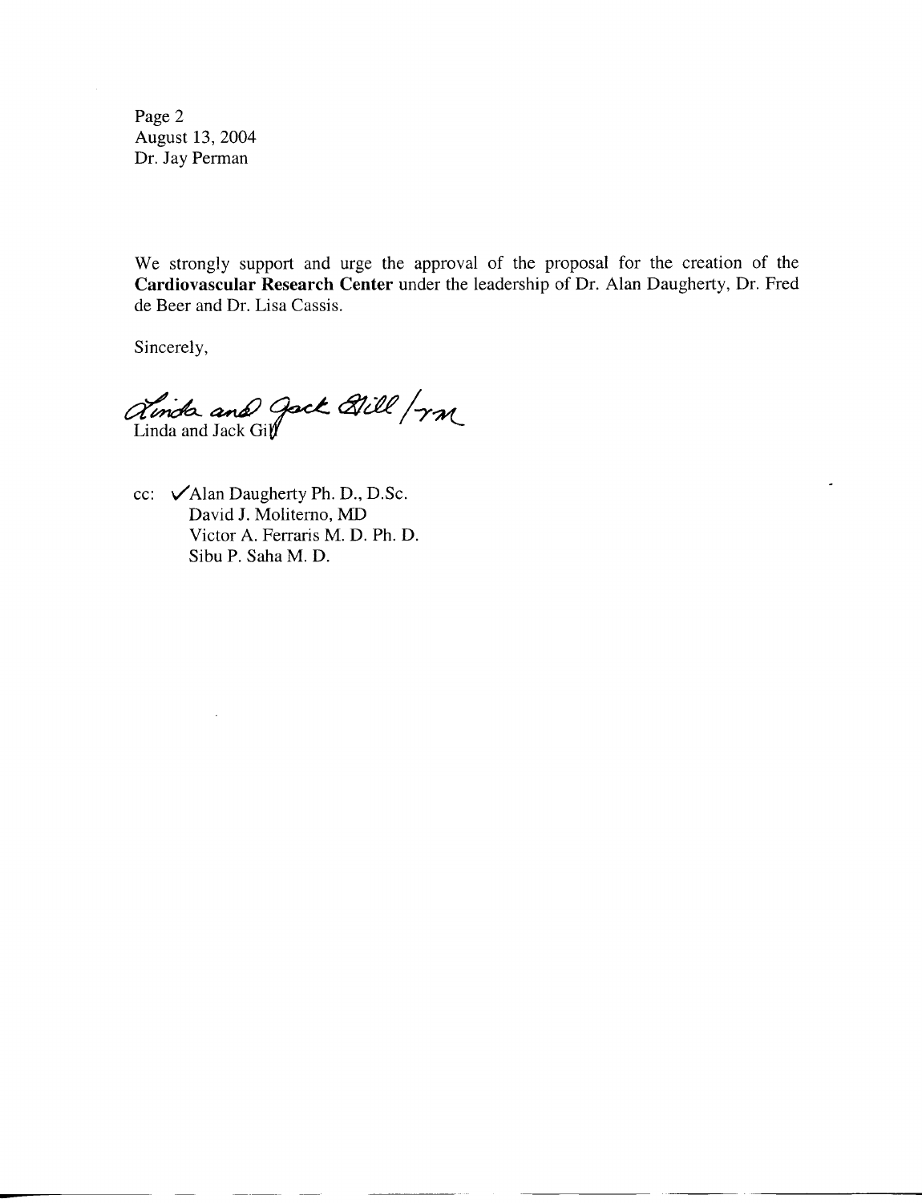Page 2
August 13, 2004
Dr. Jay Perman

We strongly support and urge the approval of the proposal for the creation of the **Cardiovascular Research Center** under the leadership of Dr. Alan Daugherty, Dr. Fred de Beer and Dr. Lisa Cassis.

Sincerely,

Linda and Jack Gill /rm

Linda and Jack Gill

cc: ✓Alan Daugherty Ph. D., D.Sc.
David J. Moliterno, MD
Victor A. Ferraris M. D. Ph. D.
Sibu P. Saha M. D.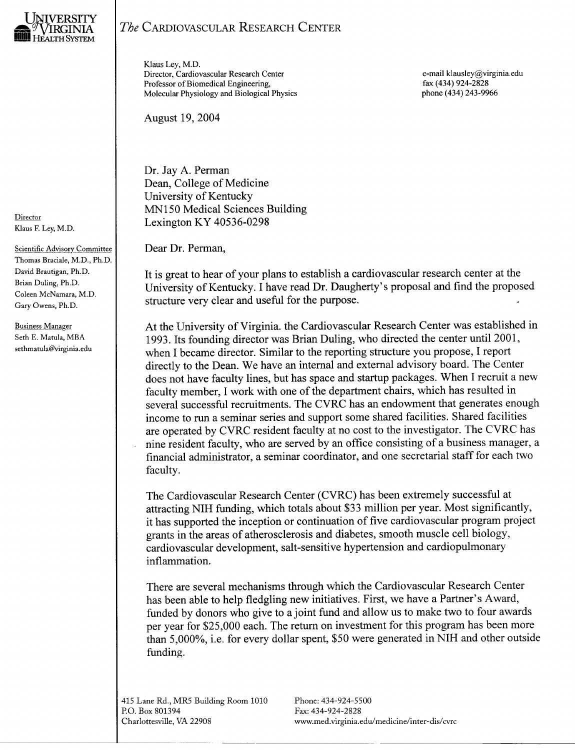**UNIVERSITY of VIRGINIA HEALTH SYSTEM**

*The* CARDIOVASCULAR RESEARCH CENTER

Klaus Ley, M.D.
Director, Cardiovascular Research Center
Professor of Biomedical Engineering,
Molecular Physiology and Biological Physics

e-mail klausley@virginia.edu
fax (434) 924-2828
phone (434) 243-9966

Director
Klaus F. Ley, M.D.

Scientific Advisory Committee
Thomas Braciale, M.D., Ph.D.
David Brautigan, Ph.D.
Brian Duling, Ph.D.
Coleen McNamara, M.D.
Gary Owens, Ph.D.

Business Manager
Seth E. Matula, MBA
sethmatula@virginia.edu

August 19, 2004

Dr. Jay A. Perman
Dean, College of Medicine
University of Kentucky
MN150 Medical Sciences Building
Lexington KY 40536-0298

Dear Dr. Perman,

It is great to hear of your plans to establish a cardiovascular research center at the University of Kentucky. I have read Dr. Daugherty's proposal and find the proposed structure very clear and useful for the purpose.

At the University of Virginia. the Cardiovascular Research Center was established in 1993. Its founding director was Brian Duling, who directed the center until 2001, when I became director. Similar to the reporting structure you propose, I report directly to the Dean. We have an internal and external advisory board. The Center does not have faculty lines, but has space and startup packages. When I recruit a new faculty member, I work with one of the department chairs, which has resulted in several successful recruitments. The CVRC has an endowment that generates enough income to run a seminar series and support some shared facilities. Shared facilities are operated by CVRC resident faculty at no cost to the investigator. The CVRC has nine resident faculty, who are served by an office consisting of a business manager, a financial administrator, a seminar coordinator, and one secretarial staff for each two faculty.

The Cardiovascular Research Center (CVRC) has been extremely successful at attracting NIH funding, which totals about $33 million per year. Most significantly, it has supported the inception or continuation of five cardiovascular program project grants in the areas of atherosclerosis and diabetes, smooth muscle cell biology, cardiovascular development, salt-sensitive hypertension and cardiopulmonary inflammation.

There are several mechanisms through which the Cardiovascular Research Center has been able to help fledgling new initiatives. First, we have a Partner's Award, funded by donors who give to a joint fund and allow us to make two to four awards per year for $25,000 each. The return on investment for this program has been more than 5,000%, i.e. for every dollar spent, $50 were generated in NIH and other outside funding.

415 Lane Rd., MR5 Building Room 1010
P.O. Box 801394
Charlottesville, VA 22908

Phone: 434-924-5500
Fax: 434-924-2828
www.med.virginia.edu/medicine/inter-dis/cvrc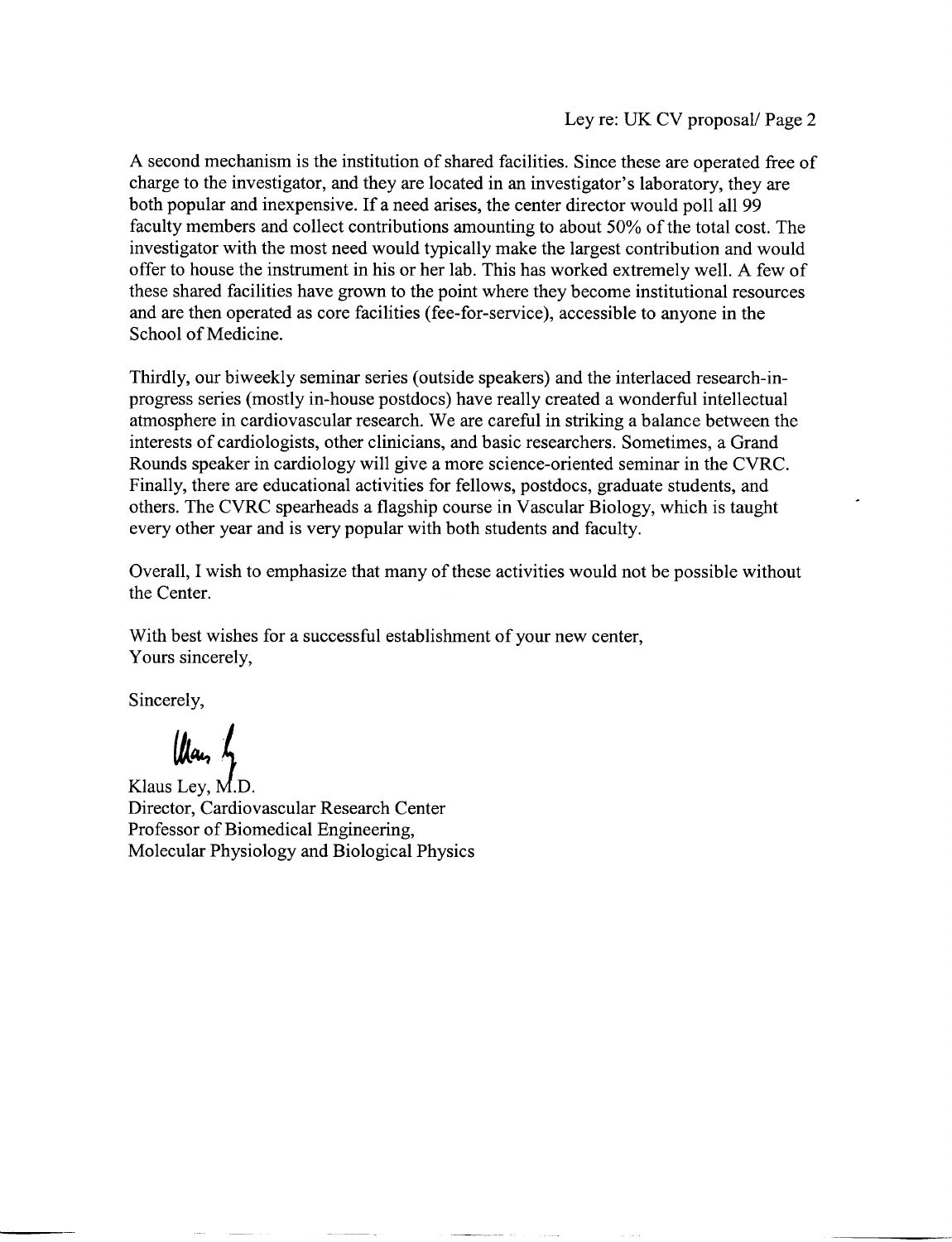A second mechanism is the institution of shared facilities. Since these are operated free of charge to the investigator, and they are located in an investigator's laboratory, they are both popular and inexpensive. If a need arises, the center director would poll all 99 faculty members and collect contributions amounting to about 50% of the total cost. The investigator with the most need would typically make the largest contribution and would offer to house the instrument in his or her lab. This has worked extremely well. A few of these shared facilities have grown to the point where they become institutional resources and are then operated as core facilities (fee-for-service), accessible to anyone in the School of Medicine.

Thirdly, our biweekly seminar series (outside speakers) and the interlaced research-in-progress series (mostly in-house postdocs) have really created a wonderful intellectual atmosphere in cardiovascular research. We are careful in striking a balance between the interests of cardiologists, other clinicians, and basic researchers. Sometimes, a Grand Rounds speaker in cardiology will give a more science-oriented seminar in the CVRC. Finally, there are educational activities for fellows, postdocs, graduate students, and others. The CVRC spearheads a flagship course in Vascular Biology, which is taught every other year and is very popular with both students and faculty.

Overall, I wish to emphasize that many of these activities would not be possible without the Center.

With best wishes for a successful establishment of your new center,
Yours sincerely,

Sincerely,

Klaus Ley, M.D.
Director, Cardiovascular Research Center
Professor of Biomedical Engineering,
Molecular Physiology and Biological Physics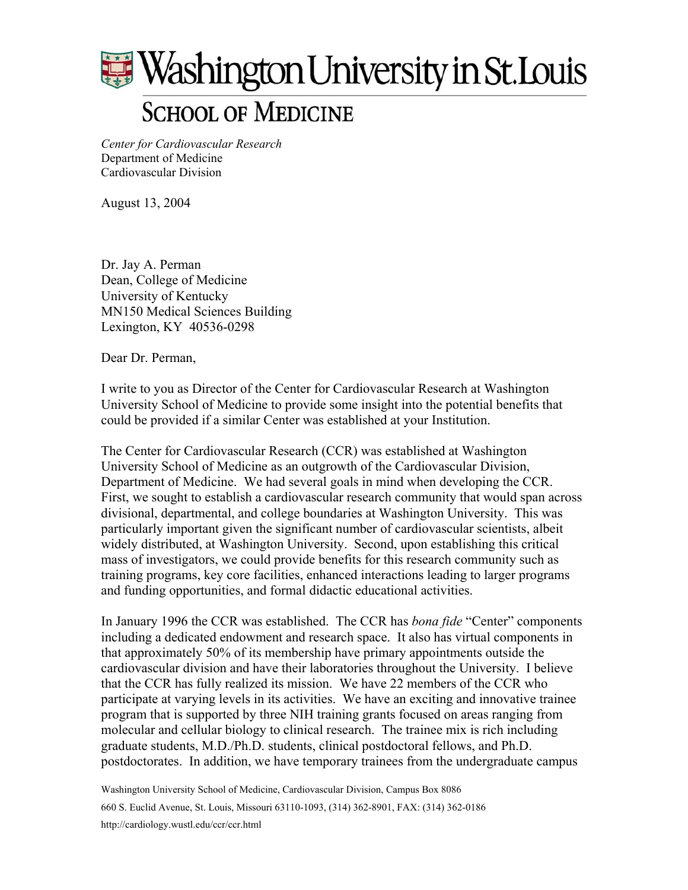# Washington University in St. Louis

## SCHOOL OF MEDICINE

*Center for Cardiovascular Research*
Department of Medicine
Cardiovascular Division

August 13, 2004

Dr. Jay A. Perman
Dean, College of Medicine
University of Kentucky
MN150 Medical Sciences Building
Lexington, KY 40536-0298

Dear Dr. Perman,

I write to you as Director of the Center for Cardiovascular Research at Washington University School of Medicine to provide some insight into the potential benefits that could be provided if a similar Center was established at your Institution.

The Center for Cardiovascular Research (CCR) was established at Washington University School of Medicine as an outgrowth of the Cardiovascular Division, Department of Medicine. We had several goals in mind when developing the CCR. First, we sought to establish a cardiovascular research community that would span across divisional, departmental, and college boundaries at Washington University. This was particularly important given the significant number of cardiovascular scientists, albeit widely distributed, at Washington University. Second, upon establishing this critical mass of investigators, we could provide benefits for this research community such as training programs, key core facilities, enhanced interactions leading to larger programs and funding opportunities, and formal didactic educational activities.

In January 1996 the CCR was established. The CCR has *bona fide* "Center" components including a dedicated endowment and research space. It also has virtual components in that approximately 50% of its membership have primary appointments outside the cardiovascular division and have their laboratories throughout the University. I believe that the CCR has fully realized its mission. We have 22 members of the CCR who participate at varying levels in its activities. We have an exciting and innovative trainee program that is supported by three NIH training grants focused on areas ranging from molecular and cellular biology to clinical research. The trainee mix is rich including graduate students, M.D./Ph.D. students, clinical postdoctoral fellows, and Ph.D. postdoctorates. In addition, we have temporary trainees from the undergraduate campus

Washington University School of Medicine, Cardiovascular Division, Campus Box 8086
660 S. Euclid Avenue, St. Louis, Missouri 63110-1093, (314) 362-8901, FAX: (314) 362-0186
http://cardiology.wustl.edu/ccr/ccr.html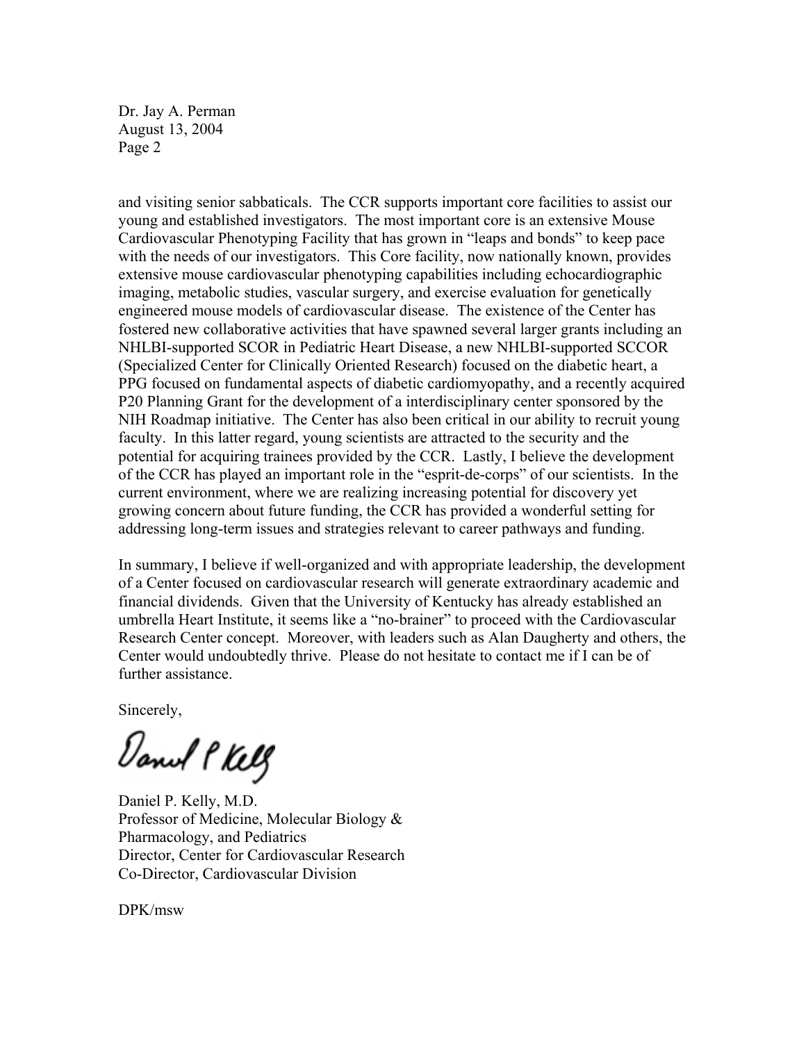and visiting senior sabbaticals. The CCR supports important core facilities to assist our young and established investigators. The most important core is an extensive Mouse Cardiovascular Phenotyping Facility that has grown in "leaps and bonds" to keep pace with the needs of our investigators. This Core facility, now nationally known, provides extensive mouse cardiovascular phenotyping capabilities including echocardiographic imaging, metabolic studies, vascular surgery, and exercise evaluation for genetically engineered mouse models of cardiovascular disease. The existence of the Center has fostered new collaborative activities that have spawned several larger grants including an NHLBI-supported SCOR in Pediatric Heart Disease, a new NHLBI-supported SCCOR (Specialized Center for Clinically Oriented Research) focused on the diabetic heart, a PPG focused on fundamental aspects of diabetic cardiomyopathy, and a recently acquired P20 Planning Grant for the development of a interdisciplinary center sponsored by the NIH Roadmap initiative. The Center has also been critical in our ability to recruit young faculty. In this latter regard, young scientists are attracted to the security and the potential for acquiring trainees provided by the CCR. Lastly, I believe the development of the CCR has played an important role in the "esprit-de-corps" of our scientists. In the current environment, where we are realizing increasing potential for discovery yet growing concern about future funding, the CCR has provided a wonderful setting for addressing long-term issues and strategies relevant to career pathways and funding.

In summary, I believe if well-organized and with appropriate leadership, the development of a Center focused on cardiovascular research will generate extraordinary academic and financial dividends. Given that the University of Kentucky has already established an umbrella Heart Institute, it seems like a "no-brainer" to proceed with the Cardiovascular Research Center concept. Moreover, with leaders such as Alan Daugherty and others, the Center would undoubtedly thrive. Please do not hesitate to contact me if I can be of further assistance.

Sincerely,

Daniel P. Kelly, M.D.
Professor of Medicine, Molecular Biology &
Pharmacology, and Pediatrics
Director, Center for Cardiovascular Research
Co-Director, Cardiovascular Division

DPK/msw